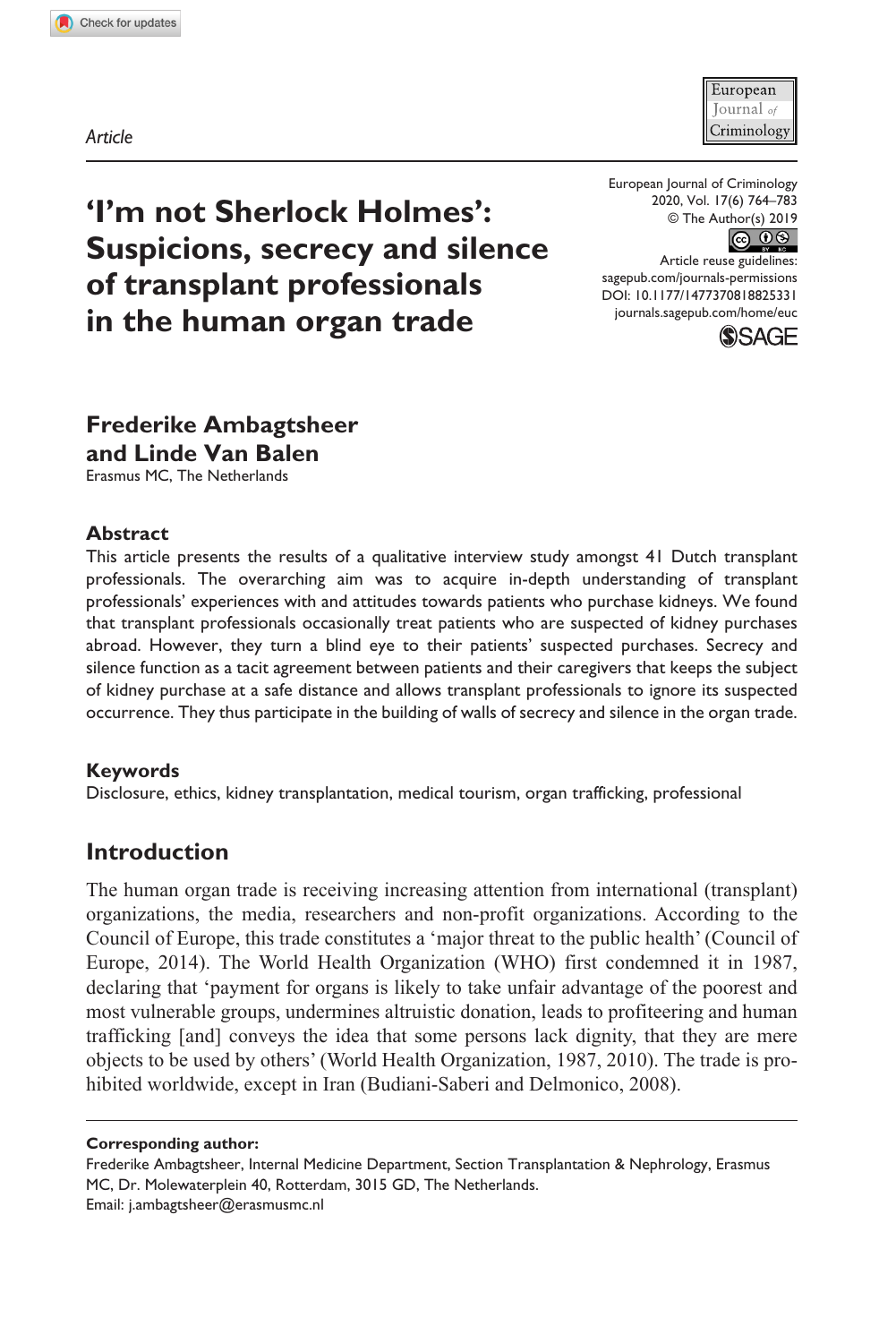*Article*

# 'I'm not Sherlock Holmes': Suspicions, secrecy and silence of transplant professionals in the human organ trade

European Journal of Criminology
2020, Vol. 17(6) 764–783
© The Author(s) 2019
Article reuse guidelines:
sagepub.com/journals-permissions
DOI: 10.1177/1477370818825331
journals.sagepub.com/home/euc

**Frederike Ambagtsheer and Linde Van Balen**
Erasmus MC, The Netherlands

## Abstract

This article presents the results of a qualitative interview study amongst 41 Dutch transplant professionals. The overarching aim was to acquire in-depth understanding of transplant professionals' experiences with and attitudes towards patients who purchase kidneys. We found that transplant professionals occasionally treat patients who are suspected of kidney purchases abroad. However, they turn a blind eye to their patients' suspected purchases. Secrecy and silence function as a tacit agreement between patients and their caregivers that keeps the subject of kidney purchase at a safe distance and allows transplant professionals to ignore its suspected occurrence. They thus participate in the building of walls of secrecy and silence in the organ trade.

## Keywords

Disclosure, ethics, kidney transplantation, medical tourism, organ trafficking, professional

## Introduction

The human organ trade is receiving increasing attention from international (transplant) organizations, the media, researchers and non-profit organizations. According to the Council of Europe, this trade constitutes a 'major threat to the public health' (Council of Europe, 2014). The World Health Organization (WHO) first condemned it in 1987, declaring that 'payment for organs is likely to take unfair advantage of the poorest and most vulnerable groups, undermines altruistic donation, leads to profiteering and human trafficking [and] conveys the idea that some persons lack dignity, that they are mere objects to be used by others' (World Health Organization, 1987, 2010). The trade is prohibited worldwide, except in Iran (Budiani-Saberi and Delmonico, 2008).

**Corresponding author:**
Frederike Ambagtsheer, Internal Medicine Department, Section Transplantation & Nephrology, Erasmus MC, Dr. Molewaterplein 40, Rotterdam, 3015 GD, The Netherlands.
Email: j.ambagtsheer@erasmusmc.nl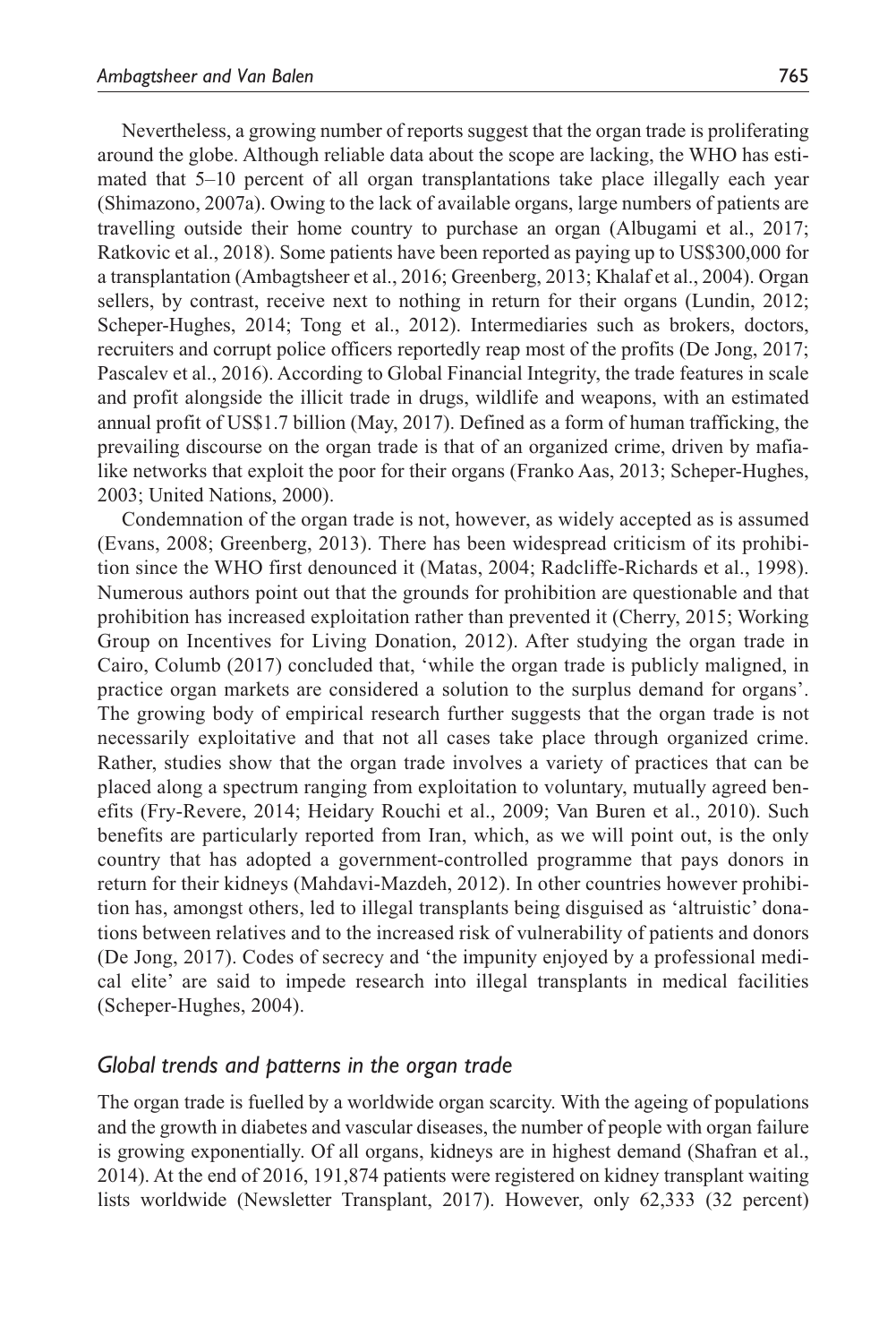Nevertheless, a growing number of reports suggest that the organ trade is proliferating around the globe. Although reliable data about the scope are lacking, the WHO has estimated that 5–10 percent of all organ transplantations take place illegally each year (Shimazono, 2007a). Owing to the lack of available organs, large numbers of patients are travelling outside their home country to purchase an organ (Albugami et al., 2017; Ratkovic et al., 2018). Some patients have been reported as paying up to US$300,000 for a transplantation (Ambagtsheer et al., 2016; Greenberg, 2013; Khalaf et al., 2004). Organ sellers, by contrast, receive next to nothing in return for their organs (Lundin, 2012; Scheper-Hughes, 2014; Tong et al., 2012). Intermediaries such as brokers, doctors, recruiters and corrupt police officers reportedly reap most of the profits (De Jong, 2017; Pascalev et al., 2016). According to Global Financial Integrity, the trade features in scale and profit alongside the illicit trade in drugs, wildlife and weapons, with an estimated annual profit of US$1.7 billion (May, 2017). Defined as a form of human trafficking, the prevailing discourse on the organ trade is that of an organized crime, driven by mafia-like networks that exploit the poor for their organs (Franko Aas, 2013; Scheper-Hughes, 2003; United Nations, 2000).

Condemnation of the organ trade is not, however, as widely accepted as is assumed (Evans, 2008; Greenberg, 2013). There has been widespread criticism of its prohibition since the WHO first denounced it (Matas, 2004; Radcliffe-Richards et al., 1998). Numerous authors point out that the grounds for prohibition are questionable and that prohibition has increased exploitation rather than prevented it (Cherry, 2015; Working Group on Incentives for Living Donation, 2012). After studying the organ trade in Cairo, Columb (2017) concluded that, 'while the organ trade is publicly maligned, in practice organ markets are considered a solution to the surplus demand for organs'. The growing body of empirical research further suggests that the organ trade is not necessarily exploitative and that not all cases take place through organized crime. Rather, studies show that the organ trade involves a variety of practices that can be placed along a spectrum ranging from exploitation to voluntary, mutually agreed benefits (Fry-Revere, 2014; Heidary Rouchi et al., 2009; Van Buren et al., 2010). Such benefits are particularly reported from Iran, which, as we will point out, is the only country that has adopted a government-controlled programme that pays donors in return for their kidneys (Mahdavi-Mazdeh, 2012). In other countries however prohibition has, amongst others, led to illegal transplants being disguised as 'altruistic' donations between relatives and to the increased risk of vulnerability of patients and donors (De Jong, 2017). Codes of secrecy and 'the impunity enjoyed by a professional medical elite' are said to impede research into illegal transplants in medical facilities (Scheper-Hughes, 2004).

## *Global trends and patterns in the organ trade*

The organ trade is fuelled by a worldwide organ scarcity. With the ageing of populations and the growth in diabetes and vascular diseases, the number of people with organ failure is growing exponentially. Of all organs, kidneys are in highest demand (Shafran et al., 2014). At the end of 2016, 191,874 patients were registered on kidney transplant waiting lists worldwide (Newsletter Transplant, 2017). However, only 62,333 (32 percent)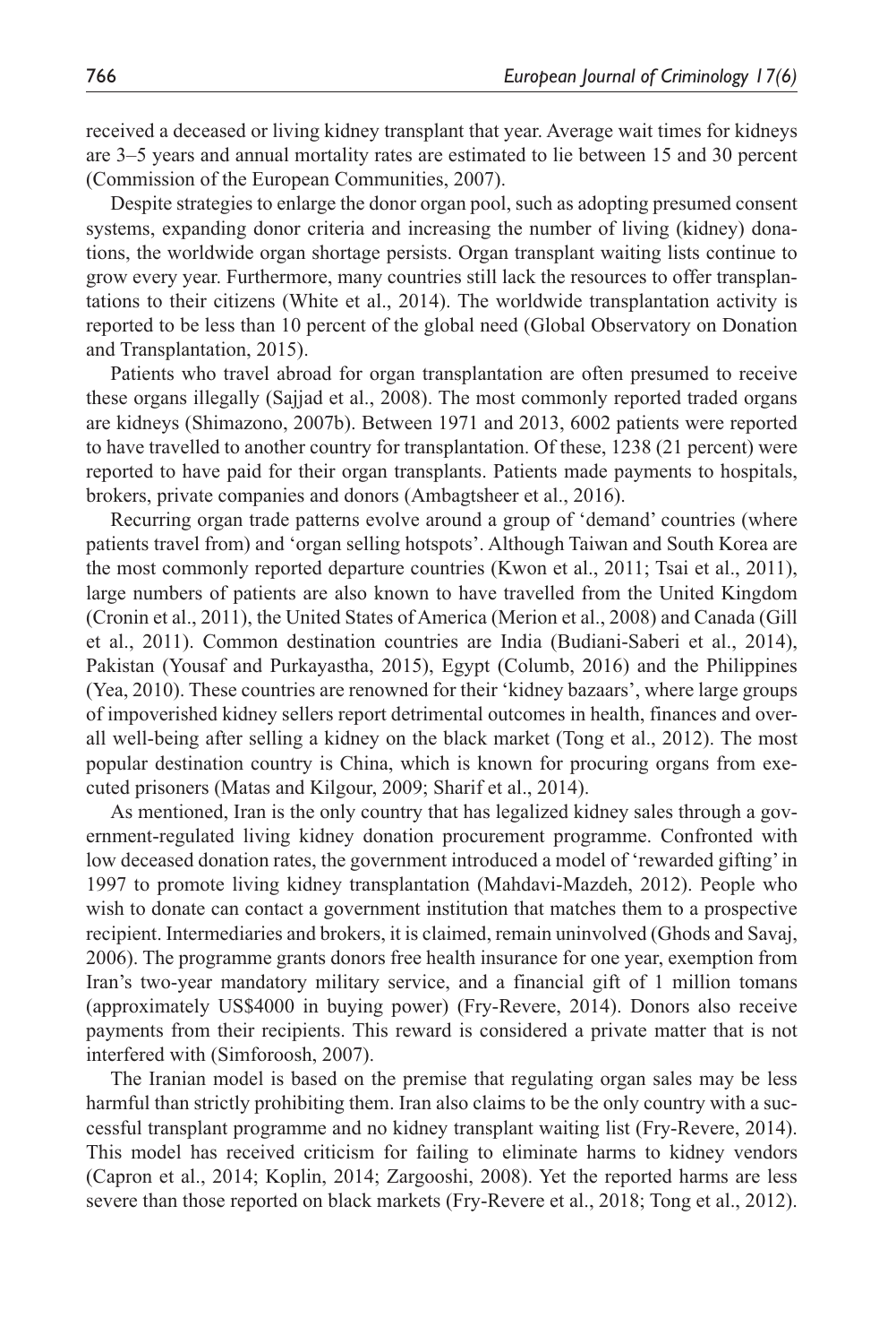received a deceased or living kidney transplant that year. Average wait times for kidneys are 3–5 years and annual mortality rates are estimated to lie between 15 and 30 percent (Commission of the European Communities, 2007).

Despite strategies to enlarge the donor organ pool, such as adopting presumed consent systems, expanding donor criteria and increasing the number of living (kidney) donations, the worldwide organ shortage persists. Organ transplant waiting lists continue to grow every year. Furthermore, many countries still lack the resources to offer transplantations to their citizens (White et al., 2014). The worldwide transplantation activity is reported to be less than 10 percent of the global need (Global Observatory on Donation and Transplantation, 2015).

Patients who travel abroad for organ transplantation are often presumed to receive these organs illegally (Sajjad et al., 2008). The most commonly reported traded organs are kidneys (Shimazono, 2007b). Between 1971 and 2013, 6002 patients were reported to have travelled to another country for transplantation. Of these, 1238 (21 percent) were reported to have paid for their organ transplants. Patients made payments to hospitals, brokers, private companies and donors (Ambagtsheer et al., 2016).

Recurring organ trade patterns evolve around a group of 'demand' countries (where patients travel from) and 'organ selling hotspots'. Although Taiwan and South Korea are the most commonly reported departure countries (Kwon et al., 2011; Tsai et al., 2011), large numbers of patients are also known to have travelled from the United Kingdom (Cronin et al., 2011), the United States of America (Merion et al., 2008) and Canada (Gill et al., 2011). Common destination countries are India (Budiani-Saberi et al., 2014), Pakistan (Yousaf and Purkayastha, 2015), Egypt (Columb, 2016) and the Philippines (Yea, 2010). These countries are renowned for their 'kidney bazaars', where large groups of impoverished kidney sellers report detrimental outcomes in health, finances and overall well-being after selling a kidney on the black market (Tong et al., 2012). The most popular destination country is China, which is known for procuring organs from executed prisoners (Matas and Kilgour, 2009; Sharif et al., 2014).

As mentioned, Iran is the only country that has legalized kidney sales through a government-regulated living kidney donation procurement programme. Confronted with low deceased donation rates, the government introduced a model of 'rewarded gifting' in 1997 to promote living kidney transplantation (Mahdavi-Mazdeh, 2012). People who wish to donate can contact a government institution that matches them to a prospective recipient. Intermediaries and brokers, it is claimed, remain uninvolved (Ghods and Savaj, 2006). The programme grants donors free health insurance for one year, exemption from Iran's two-year mandatory military service, and a financial gift of 1 million tomans (approximately US$4000 in buying power) (Fry-Revere, 2014). Donors also receive payments from their recipients. This reward is considered a private matter that is not interfered with (Simforoosh, 2007).

The Iranian model is based on the premise that regulating organ sales may be less harmful than strictly prohibiting them. Iran also claims to be the only country with a successful transplant programme and no kidney transplant waiting list (Fry-Revere, 2014). This model has received criticism for failing to eliminate harms to kidney vendors (Capron et al., 2014; Koplin, 2014; Zargooshi, 2008). Yet the reported harms are less severe than those reported on black markets (Fry-Revere et al., 2018; Tong et al., 2012).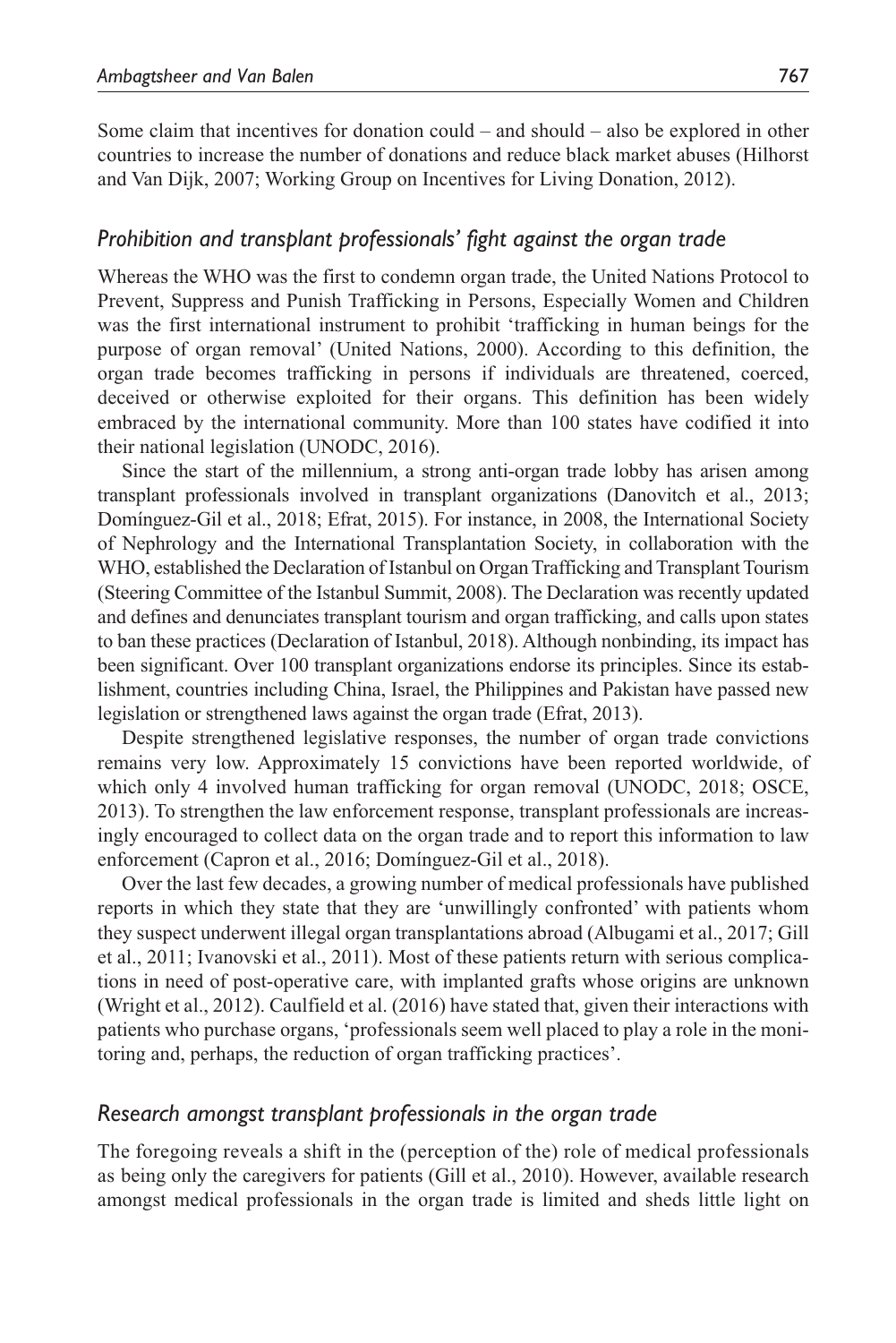Some claim that incentives for donation could – and should – also be explored in other countries to increase the number of donations and reduce black market abuses (Hilhorst and Van Dijk, 2007; Working Group on Incentives for Living Donation, 2012).

### *Prohibition and transplant professionals' fight against the organ trade*

Whereas the WHO was the first to condemn organ trade, the United Nations Protocol to Prevent, Suppress and Punish Trafficking in Persons, Especially Women and Children was the first international instrument to prohibit 'trafficking in human beings for the purpose of organ removal' (United Nations, 2000). According to this definition, the organ trade becomes trafficking in persons if individuals are threatened, coerced, deceived or otherwise exploited for their organs. This definition has been widely embraced by the international community. More than 100 states have codified it into their national legislation (UNODC, 2016).

Since the start of the millennium, a strong anti-organ trade lobby has arisen among transplant professionals involved in transplant organizations (Danovitch et al., 2013; Domínguez-Gil et al., 2018; Efrat, 2015). For instance, in 2008, the International Society of Nephrology and the International Transplantation Society, in collaboration with the WHO, established the Declaration of Istanbul on Organ Trafficking and Transplant Tourism (Steering Committee of the Istanbul Summit, 2008). The Declaration was recently updated and defines and denunciates transplant tourism and organ trafficking, and calls upon states to ban these practices (Declaration of Istanbul, 2018). Although nonbinding, its impact has been significant. Over 100 transplant organizations endorse its principles. Since its establishment, countries including China, Israel, the Philippines and Pakistan have passed new legislation or strengthened laws against the organ trade (Efrat, 2013).

Despite strengthened legislative responses, the number of organ trade convictions remains very low. Approximately 15 convictions have been reported worldwide, of which only 4 involved human trafficking for organ removal (UNODC, 2018; OSCE, 2013). To strengthen the law enforcement response, transplant professionals are increasingly encouraged to collect data on the organ trade and to report this information to law enforcement (Capron et al., 2016; Domínguez-Gil et al., 2018).

Over the last few decades, a growing number of medical professionals have published reports in which they state that they are 'unwillingly confronted' with patients whom they suspect underwent illegal organ transplantations abroad (Albugami et al., 2017; Gill et al., 2011; Ivanovski et al., 2011). Most of these patients return with serious complications in need of post-operative care, with implanted grafts whose origins are unknown (Wright et al., 2012). Caulfield et al. (2016) have stated that, given their interactions with patients who purchase organs, 'professionals seem well placed to play a role in the monitoring and, perhaps, the reduction of organ trafficking practices'.

### *Research amongst transplant professionals in the organ trade*

The foregoing reveals a shift in the (perception of the) role of medical professionals as being only the caregivers for patients (Gill et al., 2010). However, available research amongst medical professionals in the organ trade is limited and sheds little light on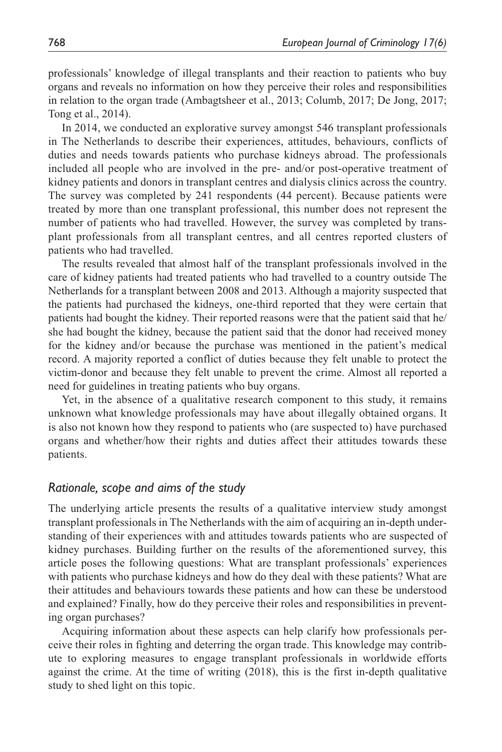professionals' knowledge of illegal transplants and their reaction to patients who buy organs and reveals no information on how they perceive their roles and responsibilities in relation to the organ trade (Ambagtsheer et al., 2013; Columb, 2017; De Jong, 2017; Tong et al., 2014).

In 2014, we conducted an explorative survey amongst 546 transplant professionals in The Netherlands to describe their experiences, attitudes, behaviours, conflicts of duties and needs towards patients who purchase kidneys abroad. The professionals included all people who are involved in the pre- and/or post-operative treatment of kidney patients and donors in transplant centres and dialysis clinics across the country. The survey was completed by 241 respondents (44 percent). Because patients were treated by more than one transplant professional, this number does not represent the number of patients who had travelled. However, the survey was completed by transplant professionals from all transplant centres, and all centres reported clusters of patients who had travelled.

The results revealed that almost half of the transplant professionals involved in the care of kidney patients had treated patients who had travelled to a country outside The Netherlands for a transplant between 2008 and 2013. Although a majority suspected that the patients had purchased the kidneys, one-third reported that they were certain that patients had bought the kidney. Their reported reasons were that the patient said that he/she had bought the kidney, because the patient said that the donor had received money for the kidney and/or because the purchase was mentioned in the patient's medical record. A majority reported a conflict of duties because they felt unable to protect the victim-donor and because they felt unable to prevent the crime. Almost all reported a need for guidelines in treating patients who buy organs.

Yet, in the absence of a qualitative research component to this study, it remains unknown what knowledge professionals may have about illegally obtained organs. It is also not known how they respond to patients who (are suspected to) have purchased organs and whether/how their rights and duties affect their attitudes towards these patients.

## *Rationale, scope and aims of the study*

The underlying article presents the results of a qualitative interview study amongst transplant professionals in The Netherlands with the aim of acquiring an in-depth understanding of their experiences with and attitudes towards patients who are suspected of kidney purchases. Building further on the results of the aforementioned survey, this article poses the following questions: What are transplant professionals' experiences with patients who purchase kidneys and how do they deal with these patients? What are their attitudes and behaviours towards these patients and how can these be understood and explained? Finally, how do they perceive their roles and responsibilities in preventing organ purchases?

Acquiring information about these aspects can help clarify how professionals perceive their roles in fighting and deterring the organ trade. This knowledge may contribute to exploring measures to engage transplant professionals in worldwide efforts against the crime. At the time of writing (2018), this is the first in-depth qualitative study to shed light on this topic.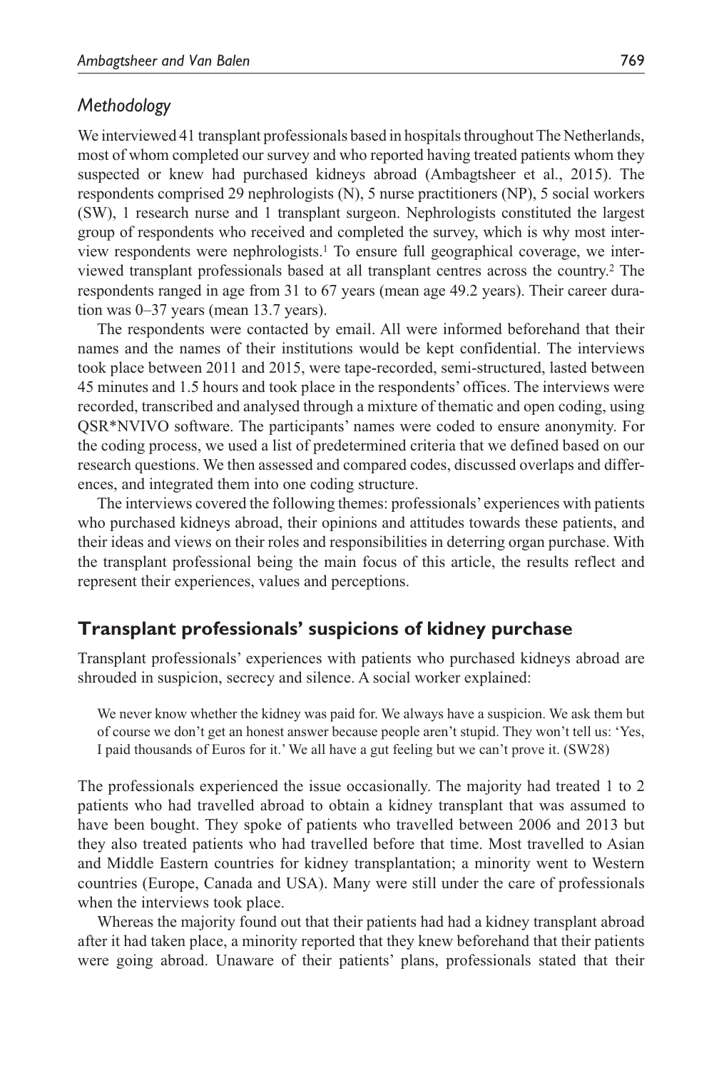## *Methodology*

We interviewed 41 transplant professionals based in hospitals throughout The Netherlands, most of whom completed our survey and who reported having treated patients whom they suspected or knew had purchased kidneys abroad (Ambagtsheer et al., 2015). The respondents comprised 29 nephrologists (N), 5 nurse practitioners (NP), 5 social workers (SW), 1 research nurse and 1 transplant surgeon. Nephrologists constituted the largest group of respondents who received and completed the survey, which is why most interview respondents were nephrologists.[1] To ensure full geographical coverage, we interviewed transplant professionals based at all transplant centres across the country.[2] The respondents ranged in age from 31 to 67 years (mean age 49.2 years). Their career duration was 0–37 years (mean 13.7 years).

The respondents were contacted by email. All were informed beforehand that their names and the names of their institutions would be kept confidential. The interviews took place between 2011 and 2015, were tape-recorded, semi-structured, lasted between 45 minutes and 1.5 hours and took place in the respondents' offices. The interviews were recorded, transcribed and analysed through a mixture of thematic and open coding, using QSR*NVIVO software. The participants' names were coded to ensure anonymity. For the coding process, we used a list of predetermined criteria that we defined based on our research questions. We then assessed and compared codes, discussed overlaps and differences, and integrated them into one coding structure.

The interviews covered the following themes: professionals' experiences with patients who purchased kidneys abroad, their opinions and attitudes towards these patients, and their ideas and views on their roles and responsibilities in deterring organ purchase. With the transplant professional being the main focus of this article, the results reflect and represent their experiences, values and perceptions.

## Transplant professionals' suspicions of kidney purchase

Transplant professionals' experiences with patients who purchased kidneys abroad are shrouded in suspicion, secrecy and silence. A social worker explained:

> We never know whether the kidney was paid for. We always have a suspicion. We ask them but of course we don't get an honest answer because people aren't stupid. They won't tell us: 'Yes, I paid thousands of Euros for it.' We all have a gut feeling but we can't prove it. (SW28)

The professionals experienced the issue occasionally. The majority had treated 1 to 2 patients who had travelled abroad to obtain a kidney transplant that was assumed to have been bought. They spoke of patients who travelled between 2006 and 2013 but they also treated patients who had travelled before that time. Most travelled to Asian and Middle Eastern countries for kidney transplantation; a minority went to Western countries (Europe, Canada and USA). Many were still under the care of professionals when the interviews took place.

Whereas the majority found out that their patients had had a kidney transplant abroad after it had taken place, a minority reported that they knew beforehand that their patients were going abroad. Unaware of their patients' plans, professionals stated that their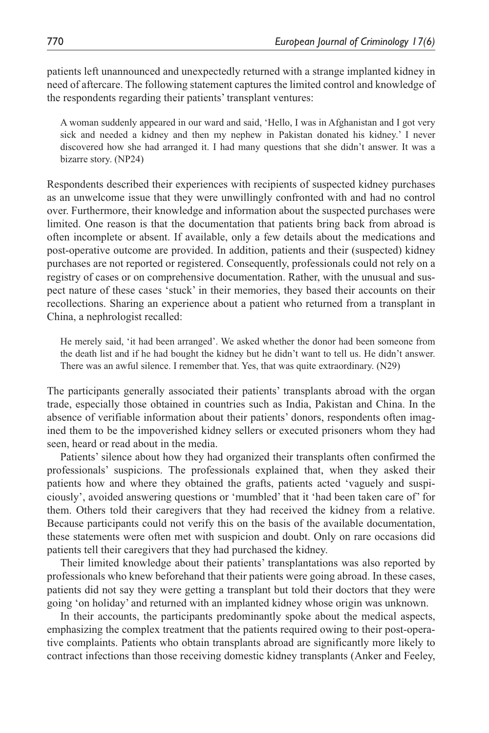patients left unannounced and unexpectedly returned with a strange implanted kidney in need of aftercare. The following statement captures the limited control and knowledge of the respondents regarding their patients' transplant ventures:

> A woman suddenly appeared in our ward and said, 'Hello, I was in Afghanistan and I got very sick and needed a kidney and then my nephew in Pakistan donated his kidney.' I never discovered how she had arranged it. I had many questions that she didn't answer. It was a bizarre story. (NP24)

Respondents described their experiences with recipients of suspected kidney purchases as an unwelcome issue that they were unwillingly confronted with and had no control over. Furthermore, their knowledge and information about the suspected purchases were limited. One reason is that the documentation that patients bring back from abroad is often incomplete or absent. If available, only a few details about the medications and post-operative outcome are provided. In addition, patients and their (suspected) kidney purchases are not reported or registered. Consequently, professionals could not rely on a registry of cases or on comprehensive documentation. Rather, with the unusual and suspect nature of these cases 'stuck' in their memories, they based their accounts on their recollections. Sharing an experience about a patient who returned from a transplant in China, a nephrologist recalled:

> He merely said, 'it had been arranged'. We asked whether the donor had been someone from the death list and if he had bought the kidney but he didn't want to tell us. He didn't answer. There was an awful silence. I remember that. Yes, that was quite extraordinary. (N29)

The participants generally associated their patients' transplants abroad with the organ trade, especially those obtained in countries such as India, Pakistan and China. In the absence of verifiable information about their patients' donors, respondents often imagined them to be the impoverished kidney sellers or executed prisoners whom they had seen, heard or read about in the media.

Patients' silence about how they had organized their transplants often confirmed the professionals' suspicions. The professionals explained that, when they asked their patients how and where they obtained the grafts, patients acted 'vaguely and suspiciously', avoided answering questions or 'mumbled' that it 'had been taken care of' for them. Others told their caregivers that they had received the kidney from a relative. Because participants could not verify this on the basis of the available documentation, these statements were often met with suspicion and doubt. Only on rare occasions did patients tell their caregivers that they had purchased the kidney.

Their limited knowledge about their patients' transplantations was also reported by professionals who knew beforehand that their patients were going abroad. In these cases, patients did not say they were getting a transplant but told their doctors that they were going 'on holiday' and returned with an implanted kidney whose origin was unknown.

In their accounts, the participants predominantly spoke about the medical aspects, emphasizing the complex treatment that the patients required owing to their post-operative complaints. Patients who obtain transplants abroad are significantly more likely to contract infections than those receiving domestic kidney transplants (Anker and Feeley,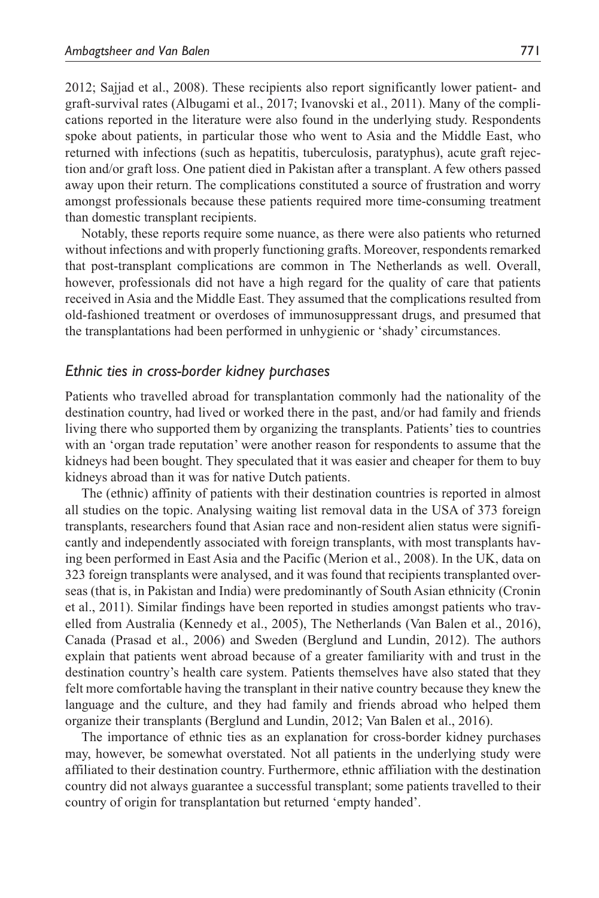2012; Sajjad et al., 2008). These recipients also report significantly lower patient- and graft-survival rates (Albugami et al., 2017; Ivanovski et al., 2011). Many of the complications reported in the literature were also found in the underlying study. Respondents spoke about patients, in particular those who went to Asia and the Middle East, who returned with infections (such as hepatitis, tuberculosis, paratyphus), acute graft rejection and/or graft loss. One patient died in Pakistan after a transplant. A few others passed away upon their return. The complications constituted a source of frustration and worry amongst professionals because these patients required more time-consuming treatment than domestic transplant recipients.

Notably, these reports require some nuance, as there were also patients who returned without infections and with properly functioning grafts. Moreover, respondents remarked that post-transplant complications are common in The Netherlands as well. Overall, however, professionals did not have a high regard for the quality of care that patients received in Asia and the Middle East. They assumed that the complications resulted from old-fashioned treatment or overdoses of immunosuppressant drugs, and presumed that the transplantations had been performed in unhygienic or 'shady' circumstances.

### *Ethnic ties in cross-border kidney purchases*

Patients who travelled abroad for transplantation commonly had the nationality of the destination country, had lived or worked there in the past, and/or had family and friends living there who supported them by organizing the transplants. Patients' ties to countries with an 'organ trade reputation' were another reason for respondents to assume that the kidneys had been bought. They speculated that it was easier and cheaper for them to buy kidneys abroad than it was for native Dutch patients.

The (ethnic) affinity of patients with their destination countries is reported in almost all studies on the topic. Analysing waiting list removal data in the USA of 373 foreign transplants, researchers found that Asian race and non-resident alien status were significantly and independently associated with foreign transplants, with most transplants having been performed in East Asia and the Pacific (Merion et al., 2008). In the UK, data on 323 foreign transplants were analysed, and it was found that recipients transplanted overseas (that is, in Pakistan and India) were predominantly of South Asian ethnicity (Cronin et al., 2011). Similar findings have been reported in studies amongst patients who travelled from Australia (Kennedy et al., 2005), The Netherlands (Van Balen et al., 2016), Canada (Prasad et al., 2006) and Sweden (Berglund and Lundin, 2012). The authors explain that patients went abroad because of a greater familiarity with and trust in the destination country's health care system. Patients themselves have also stated that they felt more comfortable having the transplant in their native country because they knew the language and the culture, and they had family and friends abroad who helped them organize their transplants (Berglund and Lundin, 2012; Van Balen et al., 2016).

The importance of ethnic ties as an explanation for cross-border kidney purchases may, however, be somewhat overstated. Not all patients in the underlying study were affiliated to their destination country. Furthermore, ethnic affiliation with the destination country did not always guarantee a successful transplant; some patients travelled to their country of origin for transplantation but returned 'empty handed'.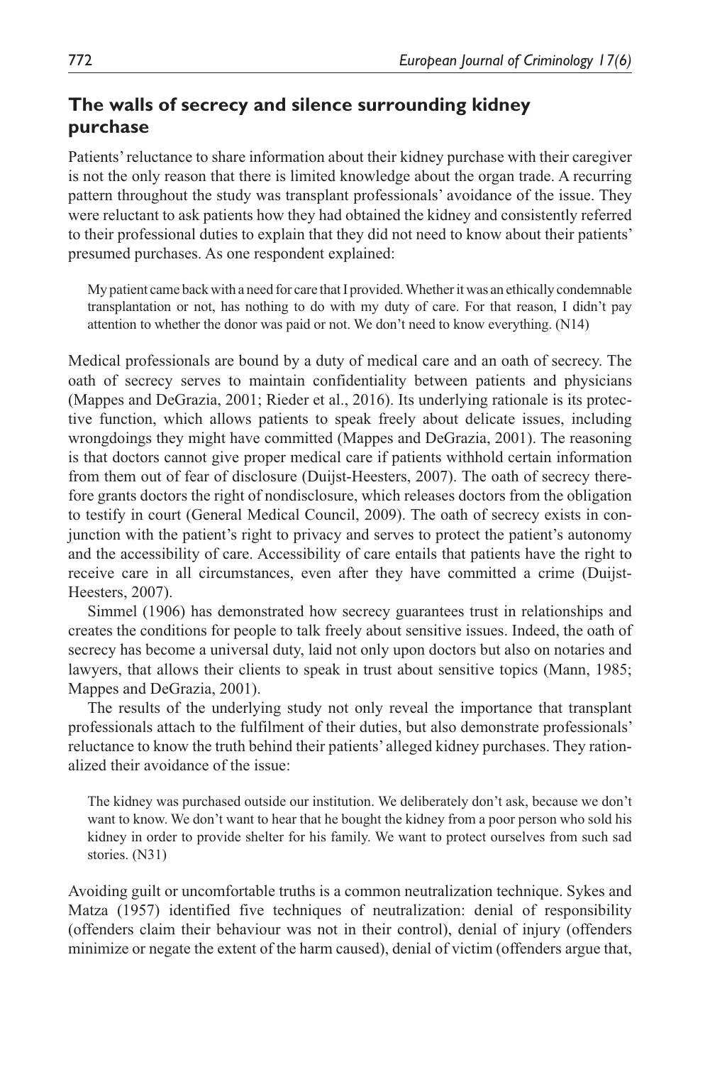## The walls of secrecy and silence surrounding kidney purchase

Patients' reluctance to share information about their kidney purchase with their caregiver is not the only reason that there is limited knowledge about the organ trade. A recurring pattern throughout the study was transplant professionals' avoidance of the issue. They were reluctant to ask patients how they had obtained the kidney and consistently referred to their professional duties to explain that they did not need to know about their patients' presumed purchases. As one respondent explained:

> My patient came back with a need for care that I provided. Whether it was an ethically condemnable transplantation or not, has nothing to do with my duty of care. For that reason, I didn't pay attention to whether the donor was paid or not. We don't need to know everything. (N14)

Medical professionals are bound by a duty of medical care and an oath of secrecy. The oath of secrecy serves to maintain confidentiality between patients and physicians (Mappes and DeGrazia, 2001; Rieder et al., 2016). Its underlying rationale is its protective function, which allows patients to speak freely about delicate issues, including wrongdoings they might have committed (Mappes and DeGrazia, 2001). The reasoning is that doctors cannot give proper medical care if patients withhold certain information from them out of fear of disclosure (Duijst-Heesters, 2007). The oath of secrecy therefore grants doctors the right of nondisclosure, which releases doctors from the obligation to testify in court (General Medical Council, 2009). The oath of secrecy exists in conjunction with the patient's right to privacy and serves to protect the patient's autonomy and the accessibility of care. Accessibility of care entails that patients have the right to receive care in all circumstances, even after they have committed a crime (Duijst-Heesters, 2007).

Simmel (1906) has demonstrated how secrecy guarantees trust in relationships and creates the conditions for people to talk freely about sensitive issues. Indeed, the oath of secrecy has become a universal duty, laid not only upon doctors but also on notaries and lawyers, that allows their clients to speak in trust about sensitive topics (Mann, 1985; Mappes and DeGrazia, 2001).

The results of the underlying study not only reveal the importance that transplant professionals attach to the fulfilment of their duties, but also demonstrate professionals' reluctance to know the truth behind their patients' alleged kidney purchases. They rationalized their avoidance of the issue:

> The kidney was purchased outside our institution. We deliberately don't ask, because we don't want to know. We don't want to hear that he bought the kidney from a poor person who sold his kidney in order to provide shelter for his family. We want to protect ourselves from such sad stories. (N31)

Avoiding guilt or uncomfortable truths is a common neutralization technique. Sykes and Matza (1957) identified five techniques of neutralization: denial of responsibility (offenders claim their behaviour was not in their control), denial of injury (offenders minimize or negate the extent of the harm caused), denial of victim (offenders argue that,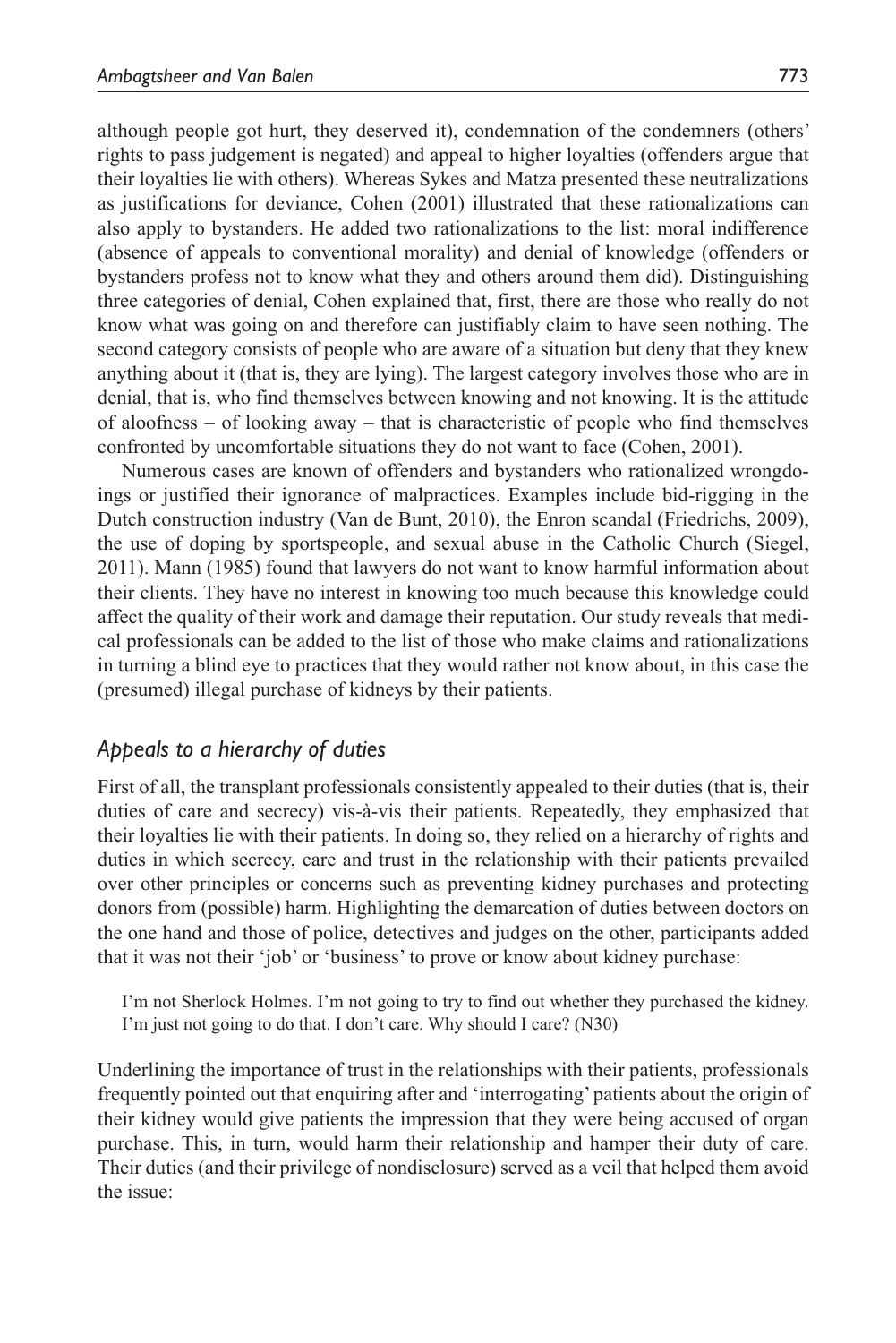although people got hurt, they deserved it), condemnation of the condemners (others' rights to pass judgement is negated) and appeal to higher loyalties (offenders argue that their loyalties lie with others). Whereas Sykes and Matza presented these neutralizations as justifications for deviance, Cohen (2001) illustrated that these rationalizations can also apply to bystanders. He added two rationalizations to the list: moral indifference (absence of appeals to conventional morality) and denial of knowledge (offenders or bystanders profess not to know what they and others around them did). Distinguishing three categories of denial, Cohen explained that, first, there are those who really do not know what was going on and therefore can justifiably claim to have seen nothing. The second category consists of people who are aware of a situation but deny that they knew anything about it (that is, they are lying). The largest category involves those who are in denial, that is, who find themselves between knowing and not knowing. It is the attitude of aloofness – of looking away – that is characteristic of people who find themselves confronted by uncomfortable situations they do not want to face (Cohen, 2001).

Numerous cases are known of offenders and bystanders who rationalized wrongdoings or justified their ignorance of malpractices. Examples include bid-rigging in the Dutch construction industry (Van de Bunt, 2010), the Enron scandal (Friedrichs, 2009), the use of doping by sportspeople, and sexual abuse in the Catholic Church (Siegel, 2011). Mann (1985) found that lawyers do not want to know harmful information about their clients. They have no interest in knowing too much because this knowledge could affect the quality of their work and damage their reputation. Our study reveals that medical professionals can be added to the list of those who make claims and rationalizations in turning a blind eye to practices that they would rather not know about, in this case the (presumed) illegal purchase of kidneys by their patients.

## *Appeals to a hierarchy of duties*

First of all, the transplant professionals consistently appealed to their duties (that is, their duties of care and secrecy) vis-à-vis their patients. Repeatedly, they emphasized that their loyalties lie with their patients. In doing so, they relied on a hierarchy of rights and duties in which secrecy, care and trust in the relationship with their patients prevailed over other principles or concerns such as preventing kidney purchases and protecting donors from (possible) harm. Highlighting the demarcation of duties between doctors on the one hand and those of police, detectives and judges on the other, participants added that it was not their 'job' or 'business' to prove or know about kidney purchase:

> I'm not Sherlock Holmes. I'm not going to try to find out whether they purchased the kidney. I'm just not going to do that. I don't care. Why should I care? (N30)

Underlining the importance of trust in the relationships with their patients, professionals frequently pointed out that enquiring after and 'interrogating' patients about the origin of their kidney would give patients the impression that they were being accused of organ purchase. This, in turn, would harm their relationship and hamper their duty of care. Their duties (and their privilege of nondisclosure) served as a veil that helped them avoid the issue: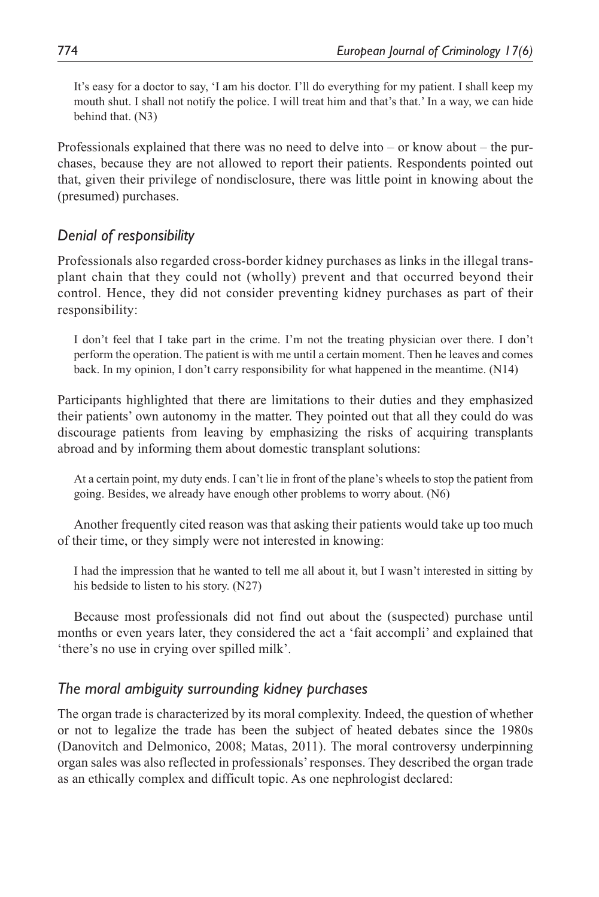> It's easy for a doctor to say, 'I am his doctor. I'll do everything for my patient. I shall keep my mouth shut. I shall not notify the police. I will treat him and that's that.' In a way, we can hide behind that. (N3)

Professionals explained that there was no need to delve into – or know about – the purchases, because they are not allowed to report their patients. Respondents pointed out that, given their privilege of nondisclosure, there was little point in knowing about the (presumed) purchases.

### *Denial of responsibility*

Professionals also regarded cross-border kidney purchases as links in the illegal transplant chain that they could not (wholly) prevent and that occurred beyond their control. Hence, they did not consider preventing kidney purchases as part of their responsibility:

> I don't feel that I take part in the crime. I'm not the treating physician over there. I don't perform the operation. The patient is with me until a certain moment. Then he leaves and comes back. In my opinion, I don't carry responsibility for what happened in the meantime. (N14)

Participants highlighted that there are limitations to their duties and they emphasized their patients' own autonomy in the matter. They pointed out that all they could do was discourage patients from leaving by emphasizing the risks of acquiring transplants abroad and by informing them about domestic transplant solutions:

> At a certain point, my duty ends. I can't lie in front of the plane's wheels to stop the patient from going. Besides, we already have enough other problems to worry about. (N6)

Another frequently cited reason was that asking their patients would take up too much of their time, or they simply were not interested in knowing:

> I had the impression that he wanted to tell me all about it, but I wasn't interested in sitting by his bedside to listen to his story. (N27)

Because most professionals did not find out about the (suspected) purchase until months or even years later, they considered the act a 'fait accompli' and explained that 'there's no use in crying over spilled milk'.

### *The moral ambiguity surrounding kidney purchases*

The organ trade is characterized by its moral complexity. Indeed, the question of whether or not to legalize the trade has been the subject of heated debates since the 1980s (Danovitch and Delmonico, 2008; Matas, 2011). The moral controversy underpinning organ sales was also reflected in professionals' responses. They described the organ trade as an ethically complex and difficult topic. As one nephrologist declared: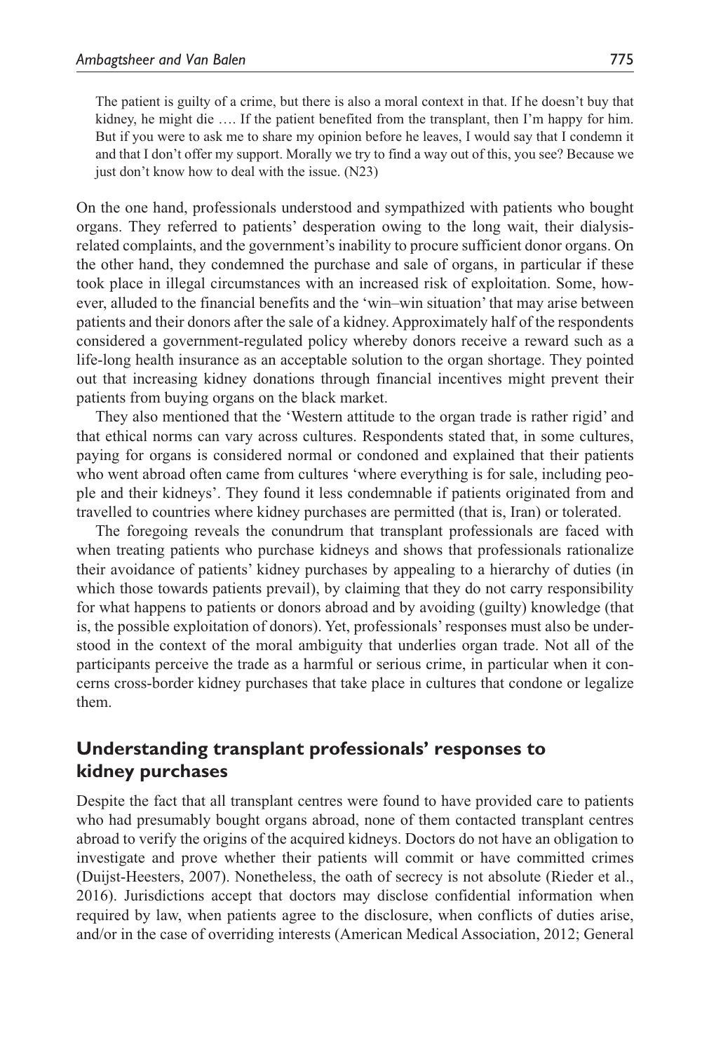> The patient is guilty of a crime, but there is also a moral context in that. If he doesn't buy that kidney, he might die …. If the patient benefited from the transplant, then I'm happy for him. But if you were to ask me to share my opinion before he leaves, I would say that I condemn it and that I don't offer my support. Morally we try to find a way out of this, you see? Because we just don't know how to deal with the issue. (N23)

On the one hand, professionals understood and sympathized with patients who bought organs. They referred to patients' desperation owing to the long wait, their dialysis-related complaints, and the government's inability to procure sufficient donor organs. On the other hand, they condemned the purchase and sale of organs, in particular if these took place in illegal circumstances with an increased risk of exploitation. Some, however, alluded to the financial benefits and the 'win–win situation' that may arise between patients and their donors after the sale of a kidney. Approximately half of the respondents considered a government-regulated policy whereby donors receive a reward such as a life-long health insurance as an acceptable solution to the organ shortage. They pointed out that increasing kidney donations through financial incentives might prevent their patients from buying organs on the black market.

They also mentioned that the 'Western attitude to the organ trade is rather rigid' and that ethical norms can vary across cultures. Respondents stated that, in some cultures, paying for organs is considered normal or condoned and explained that their patients who went abroad often came from cultures 'where everything is for sale, including people and their kidneys'. They found it less condemnable if patients originated from and travelled to countries where kidney purchases are permitted (that is, Iran) or tolerated.

The foregoing reveals the conundrum that transplant professionals are faced with when treating patients who purchase kidneys and shows that professionals rationalize their avoidance of patients' kidney purchases by appealing to a hierarchy of duties (in which those towards patients prevail), by claiming that they do not carry responsibility for what happens to patients or donors abroad and by avoiding (guilty) knowledge (that is, the possible exploitation of donors). Yet, professionals' responses must also be understood in the context of the moral ambiguity that underlies organ trade. Not all of the participants perceive the trade as a harmful or serious crime, in particular when it concerns cross-border kidney purchases that take place in cultures that condone or legalize them.

## Understanding transplant professionals' responses to kidney purchases

Despite the fact that all transplant centres were found to have provided care to patients who had presumably bought organs abroad, none of them contacted transplant centres abroad to verify the origins of the acquired kidneys. Doctors do not have an obligation to investigate and prove whether their patients will commit or have committed crimes (Duijst-Heesters, 2007). Nonetheless, the oath of secrecy is not absolute (Rieder et al., 2016). Jurisdictions accept that doctors may disclose confidential information when required by law, when patients agree to the disclosure, when conflicts of duties arise, and/or in the case of overriding interests (American Medical Association, 2012; General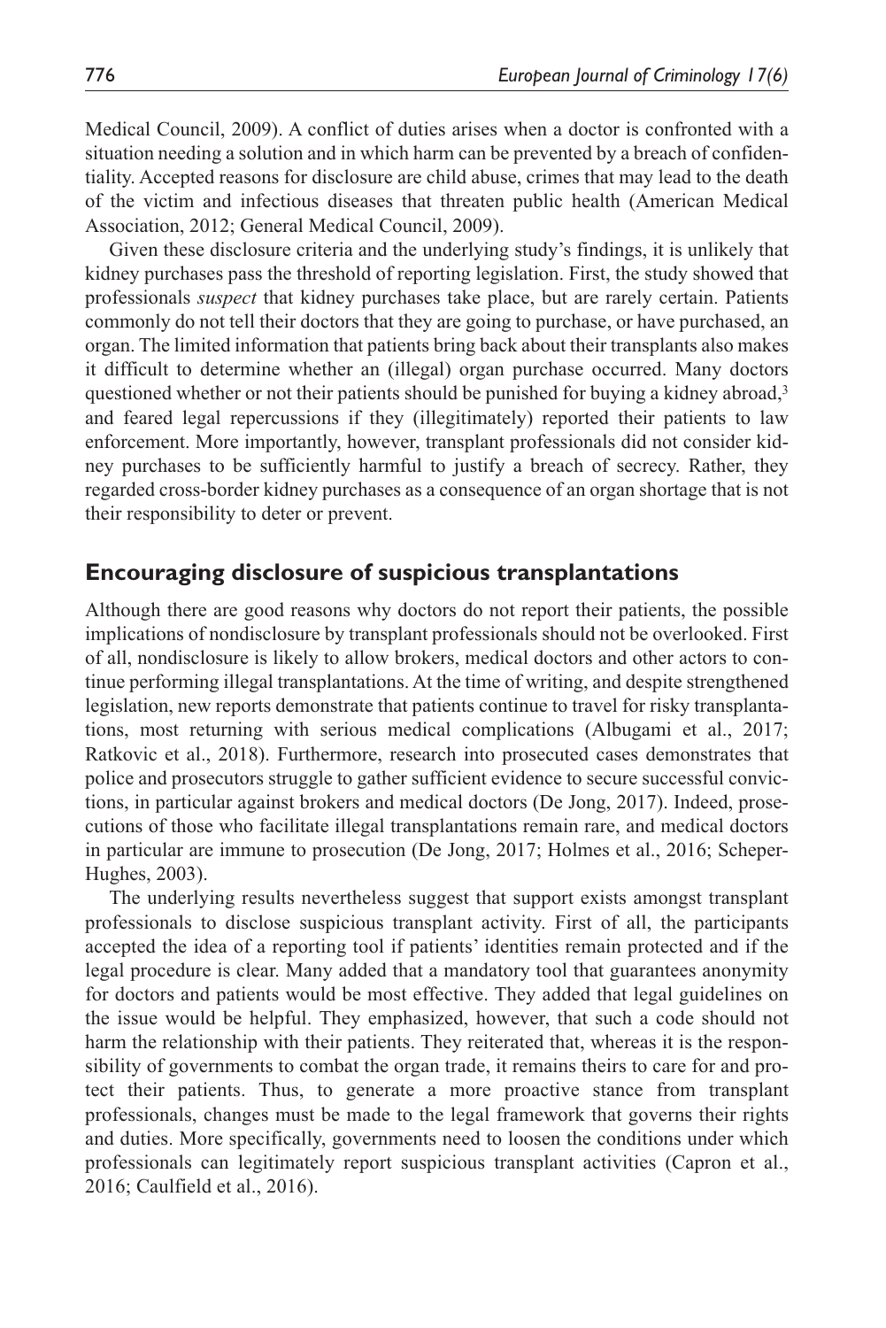Medical Council, 2009). A conflict of duties arises when a doctor is confronted with a situation needing a solution and in which harm can be prevented by a breach of confidentiality. Accepted reasons for disclosure are child abuse, crimes that may lead to the death of the victim and infectious diseases that threaten public health (American Medical Association, 2012; General Medical Council, 2009).

Given these disclosure criteria and the underlying study's findings, it is unlikely that kidney purchases pass the threshold of reporting legislation. First, the study showed that professionals *suspect* that kidney purchases take place, but are rarely certain. Patients commonly do not tell their doctors that they are going to purchase, or have purchased, an organ. The limited information that patients bring back about their transplants also makes it difficult to determine whether an (illegal) organ purchase occurred. Many doctors questioned whether or not their patients should be punished for buying a kidney abroad,[3] and feared legal repercussions if they (illegitimately) reported their patients to law enforcement. More importantly, however, transplant professionals did not consider kidney purchases to be sufficiently harmful to justify a breach of secrecy. Rather, they regarded cross-border kidney purchases as a consequence of an organ shortage that is not their responsibility to deter or prevent.

## Encouraging disclosure of suspicious transplantations

Although there are good reasons why doctors do not report their patients, the possible implications of nondisclosure by transplant professionals should not be overlooked. First of all, nondisclosure is likely to allow brokers, medical doctors and other actors to continue performing illegal transplantations. At the time of writing, and despite strengthened legislation, new reports demonstrate that patients continue to travel for risky transplantations, most returning with serious medical complications (Albugami et al., 2017; Ratkovic et al., 2018). Furthermore, research into prosecuted cases demonstrates that police and prosecutors struggle to gather sufficient evidence to secure successful convictions, in particular against brokers and medical doctors (De Jong, 2017). Indeed, prosecutions of those who facilitate illegal transplantations remain rare, and medical doctors in particular are immune to prosecution (De Jong, 2017; Holmes et al., 2016; Scheper-Hughes, 2003).

The underlying results nevertheless suggest that support exists amongst transplant professionals to disclose suspicious transplant activity. First of all, the participants accepted the idea of a reporting tool if patients' identities remain protected and if the legal procedure is clear. Many added that a mandatory tool that guarantees anonymity for doctors and patients would be most effective. They added that legal guidelines on the issue would be helpful. They emphasized, however, that such a code should not harm the relationship with their patients. They reiterated that, whereas it is the responsibility of governments to combat the organ trade, it remains theirs to care for and protect their patients. Thus, to generate a more proactive stance from transplant professionals, changes must be made to the legal framework that governs their rights and duties. More specifically, governments need to loosen the conditions under which professionals can legitimately report suspicious transplant activities (Capron et al., 2016; Caulfield et al., 2016).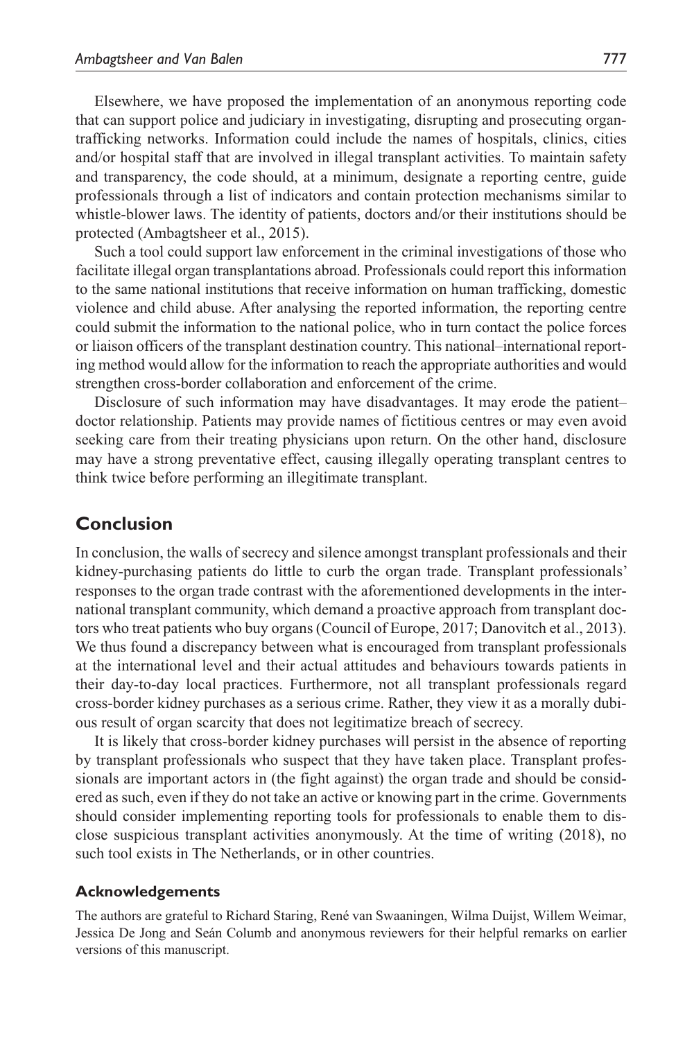Elsewhere, we have proposed the implementation of an anonymous reporting code that can support police and judiciary in investigating, disrupting and prosecuting organ-trafficking networks. Information could include the names of hospitals, clinics, cities and/or hospital staff that are involved in illegal transplant activities. To maintain safety and transparency, the code should, at a minimum, designate a reporting centre, guide professionals through a list of indicators and contain protection mechanisms similar to whistle-blower laws. The identity of patients, doctors and/or their institutions should be protected (Ambagtsheer et al., 2015).

Such a tool could support law enforcement in the criminal investigations of those who facilitate illegal organ transplantations abroad. Professionals could report this information to the same national institutions that receive information on human trafficking, domestic violence and child abuse. After analysing the reported information, the reporting centre could submit the information to the national police, who in turn contact the police forces or liaison officers of the transplant destination country. This national–international reporting method would allow for the information to reach the appropriate authorities and would strengthen cross-border collaboration and enforcement of the crime.

Disclosure of such information may have disadvantages. It may erode the patient–doctor relationship. Patients may provide names of fictitious centres or may even avoid seeking care from their treating physicians upon return. On the other hand, disclosure may have a strong preventative effect, causing illegally operating transplant centres to think twice before performing an illegitimate transplant.

## Conclusion

In conclusion, the walls of secrecy and silence amongst transplant professionals and their kidney-purchasing patients do little to curb the organ trade. Transplant professionals' responses to the organ trade contrast with the aforementioned developments in the international transplant community, which demand a proactive approach from transplant doctors who treat patients who buy organs (Council of Europe, 2017; Danovitch et al., 2013). We thus found a discrepancy between what is encouraged from transplant professionals at the international level and their actual attitudes and behaviours towards patients in their day-to-day local practices. Furthermore, not all transplant professionals regard cross-border kidney purchases as a serious crime. Rather, they view it as a morally dubious result of organ scarcity that does not legitimatize breach of secrecy.

It is likely that cross-border kidney purchases will persist in the absence of reporting by transplant professionals who suspect that they have taken place. Transplant professionals are important actors in (the fight against) the organ trade and should be considered as such, even if they do not take an active or knowing part in the crime. Governments should consider implementing reporting tools for professionals to enable them to disclose suspicious transplant activities anonymously. At the time of writing (2018), no such tool exists in The Netherlands, or in other countries.

### Acknowledgements

The authors are grateful to Richard Staring, René van Swaaningen, Wilma Duijst, Willem Weimar, Jessica De Jong and Seán Columb and anonymous reviewers for their helpful remarks on earlier versions of this manuscript.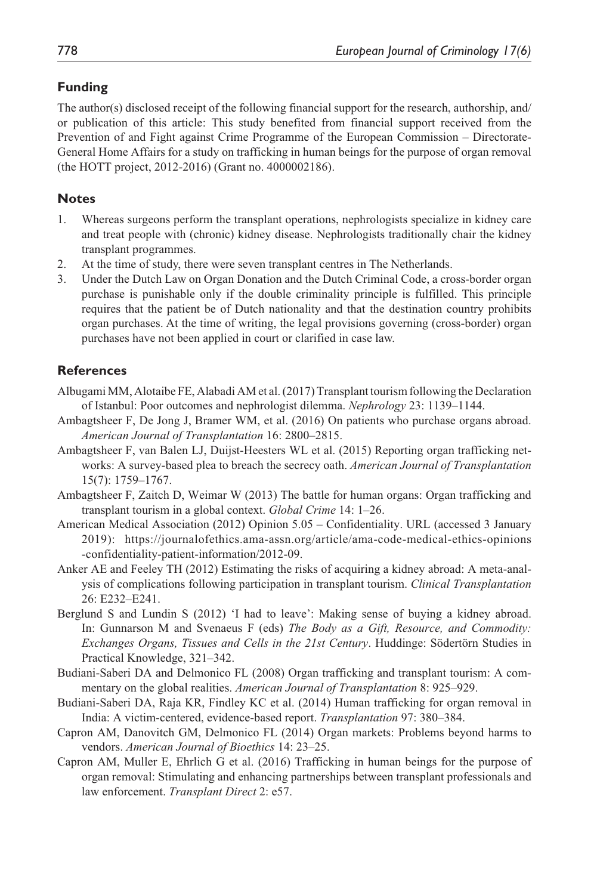## Funding

The author(s) disclosed receipt of the following financial support for the research, authorship, and/or publication of this article: This study benefited from financial support received from the Prevention of and Fight against Crime Programme of the European Commission – Directorate-General Home Affairs for a study on trafficking in human beings for the purpose of organ removal (the HOTT project, 2012-2016) (Grant no. 4000002186).

## Notes

1. Whereas surgeons perform the transplant operations, nephrologists specialize in kidney care and treat people with (chronic) kidney disease. Nephrologists traditionally chair the kidney transplant programmes.
2. At the time of study, there were seven transplant centres in The Netherlands.
3. Under the Dutch Law on Organ Donation and the Dutch Criminal Code, a cross-border organ purchase is punishable only if the double criminality principle is fulfilled. This principle requires that the patient be of Dutch nationality and that the destination country prohibits organ purchases. At the time of writing, the legal provisions governing (cross-border) organ purchases have not been applied in court or clarified in case law.

## References

Albugami MM, Alotaibe FE, Alabadi AM et al. (2017) Transplant tourism following the Declaration of Istanbul: Poor outcomes and nephrologist dilemma. *Nephrology* 23: 1139–1144.

Ambagtsheer F, De Jong J, Bramer WM, et al. (2016) On patients who purchase organs abroad. *American Journal of Transplantation* 16: 2800–2815.

Ambagtsheer F, van Balen LJ, Duijst-Heesters WL et al. (2015) Reporting organ trafficking networks: A survey-based plea to breach the secrecy oath. *American Journal of Transplantation* 15(7): 1759–1767.

Ambagtsheer F, Zaitch D, Weimar W (2013) The battle for human organs: Organ trafficking and transplant tourism in a global context. *Global Crime* 14: 1–26.

American Medical Association (2012) Opinion 5.05 – Confidentiality. URL (accessed 3 January 2019): https://journalofethics.ama-assn.org/article/ama-code-medical-ethics-opinions-confidentiality-patient-information/2012-09.

Anker AE and Feeley TH (2012) Estimating the risks of acquiring a kidney abroad: A meta-analysis of complications following participation in transplant tourism. *Clinical Transplantation* 26: E232–E241.

Berglund S and Lundin S (2012) 'I had to leave': Making sense of buying a kidney abroad. In: Gunnarson M and Svenaeus F (eds) *The Body as a Gift, Resource, and Commodity: Exchanges Organs, Tissues and Cells in the 21st Century*. Huddinge: Södertörn Studies in Practical Knowledge, 321–342.

Budiani-Saberi DA and Delmonico FL (2008) Organ trafficking and transplant tourism: A commentary on the global realities. *American Journal of Transplantation* 8: 925–929.

Budiani-Saberi DA, Raja KR, Findley KC et al. (2014) Human trafficking for organ removal in India: A victim-centered, evidence-based report. *Transplantation* 97: 380–384.

Capron AM, Danovitch GM, Delmonico FL (2014) Organ markets: Problems beyond harms to vendors. *American Journal of Bioethics* 14: 23–25.

Capron AM, Muller E, Ehrlich G et al. (2016) Trafficking in human beings for the purpose of organ removal: Stimulating and enhancing partnerships between transplant professionals and law enforcement. *Transplant Direct* 2: e57.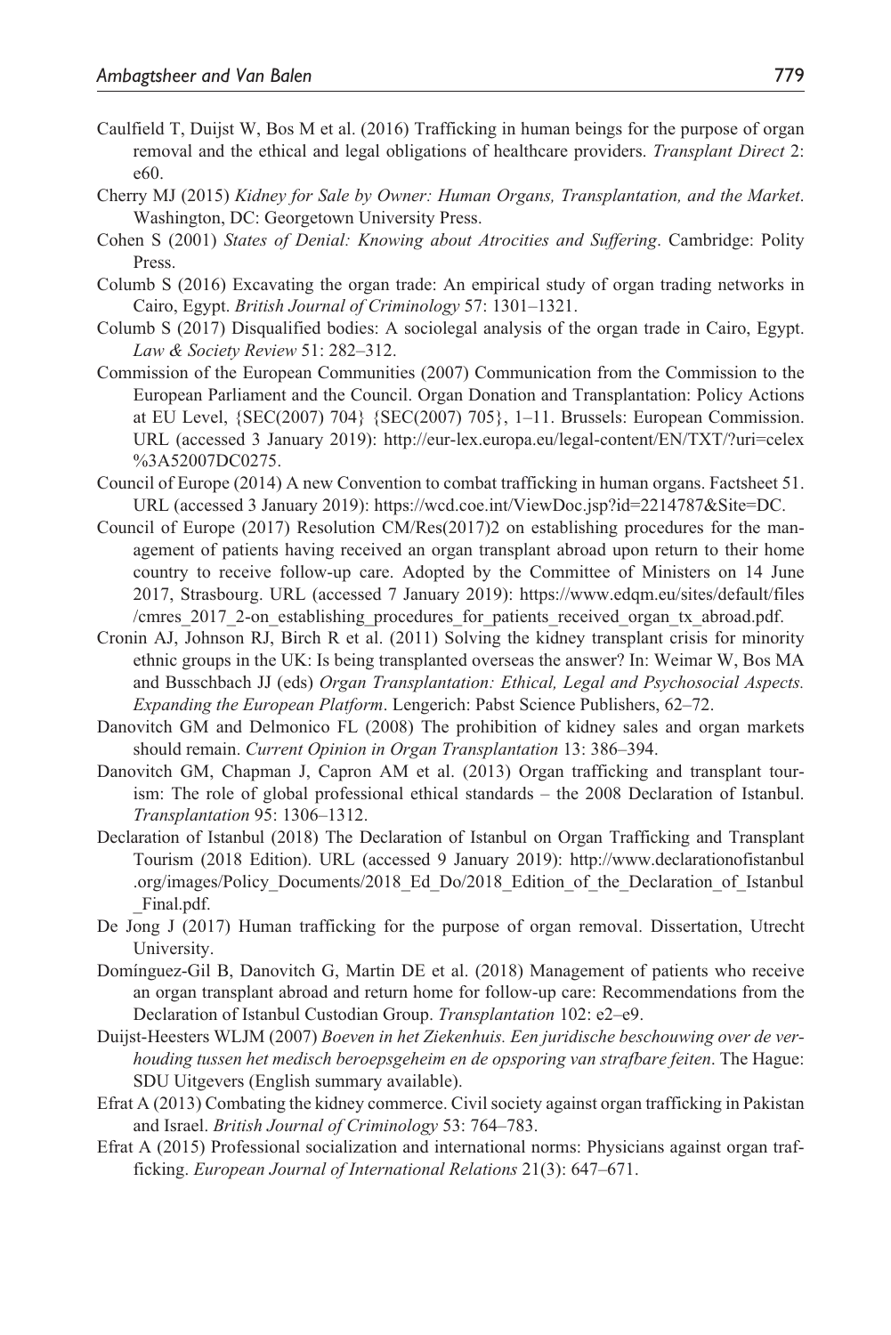Caulfield T, Duijst W, Bos M et al. (2016) Trafficking in human beings for the purpose of organ removal and the ethical and legal obligations of healthcare providers. *Transplant Direct* 2: e60.

Cherry MJ (2015) *Kidney for Sale by Owner: Human Organs, Transplantation, and the Market*. Washington, DC: Georgetown University Press.

Cohen S (2001) *States of Denial: Knowing about Atrocities and Suffering*. Cambridge: Polity Press.

Columb S (2016) Excavating the organ trade: An empirical study of organ trading networks in Cairo, Egypt. *British Journal of Criminology* 57: 1301–1321.

Columb S (2017) Disqualified bodies: A sociolegal analysis of the organ trade in Cairo, Egypt. *Law & Society Review* 51: 282–312.

Commission of the European Communities (2007) Communication from the Commission to the European Parliament and the Council. Organ Donation and Transplantation: Policy Actions at EU Level, {SEC(2007) 704} {SEC(2007) 705}, 1–11. Brussels: European Commission. URL (accessed 3 January 2019): http://eur-lex.europa.eu/legal-content/EN/TXT/?uri=celex%3A52007DC0275.

Council of Europe (2014) A new Convention to combat trafficking in human organs. Factsheet 51. URL (accessed 3 January 2019): https://wcd.coe.int/ViewDoc.jsp?id=2214787&Site=DC.

Council of Europe (2017) Resolution CM/Res(2017)2 on establishing procedures for the management of patients having received an organ transplant abroad upon return to their home country to receive follow-up care. Adopted by the Committee of Ministers on 14 June 2017, Strasbourg. URL (accessed 7 January 2019): https://www.edqm.eu/sites/default/files/cmres_2017_2-on_establishing_procedures_for_patients_received_organ_tx_abroad.pdf.

Cronin AJ, Johnson RJ, Birch R et al. (2011) Solving the kidney transplant crisis for minority ethnic groups in the UK: Is being transplanted overseas the answer? In: Weimar W, Bos MA and Busschbach JJ (eds) *Organ Transplantation: Ethical, Legal and Psychosocial Aspects. Expanding the European Platform*. Lengerich: Pabst Science Publishers, 62–72.

Danovitch GM and Delmonico FL (2008) The prohibition of kidney sales and organ markets should remain. *Current Opinion in Organ Transplantation* 13: 386–394.

Danovitch GM, Chapman J, Capron AM et al. (2013) Organ trafficking and transplant tourism: The role of global professional ethical standards – the 2008 Declaration of Istanbul. *Transplantation* 95: 1306–1312.

Declaration of Istanbul (2018) The Declaration of Istanbul on Organ Trafficking and Transplant Tourism (2018 Edition). URL (accessed 9 January 2019): http://www.declarationofistanbul.org/images/Policy_Documents/2018_Ed_Do/2018_Edition_of_the_Declaration_of_Istanbul_Final.pdf.

De Jong J (2017) Human trafficking for the purpose of organ removal. Dissertation, Utrecht University.

Domínguez-Gil B, Danovitch G, Martin DE et al. (2018) Management of patients who receive an organ transplant abroad and return home for follow-up care: Recommendations from the Declaration of Istanbul Custodian Group. *Transplantation* 102: e2–e9.

Duijst-Heesters WLJM (2007) *Boeven in het Ziekenhuis. Een juridische beschouwing over de verhouding tussen het medisch beroepsgeheim en de opsporing van strafbare feiten*. The Hague: SDU Uitgevers (English summary available).

Efrat A (2013) Combating the kidney commerce. Civil society against organ trafficking in Pakistan and Israel. *British Journal of Criminology* 53: 764–783.

Efrat A (2015) Professional socialization and international norms: Physicians against organ trafficking. *European Journal of International Relations* 21(3): 647–671.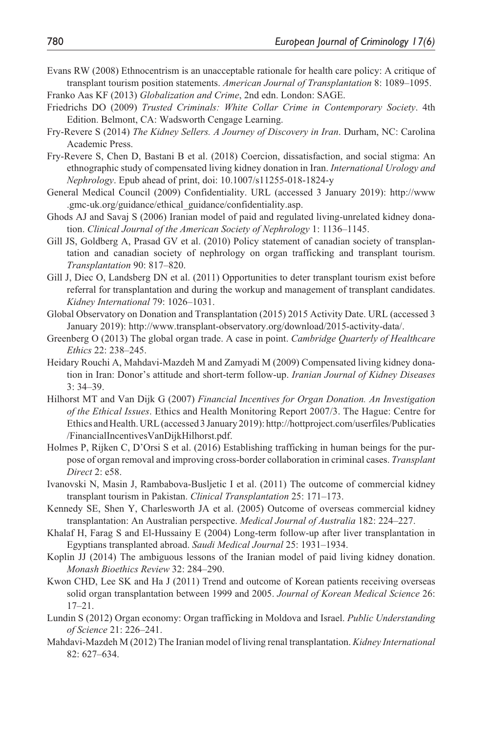Evans RW (2008) Ethnocentrism is an unacceptable rationale for health care policy: A critique of transplant tourism position statements. *American Journal of Transplantation* 8: 1089–1095.

Franko Aas KF (2013) *Globalization and Crime*, 2nd edn. London: SAGE.

Friedrichs DO (2009) *Trusted Criminals: White Collar Crime in Contemporary Society*. 4th Edition. Belmont, CA: Wadsworth Cengage Learning.

Fry-Revere S (2014) *The Kidney Sellers. A Journey of Discovery in Iran*. Durham, NC: Carolina Academic Press.

Fry-Revere S, Chen D, Bastani B et al. (2018) Coercion, dissatisfaction, and social stigma: An ethnographic study of compensated living kidney donation in Iran. *International Urology and Nephrology*. Epub ahead of print, doi: 10.1007/s11255-018-1824-y

General Medical Council (2009) Confidentiality. URL (accessed 3 January 2019): http://www.gmc-uk.org/guidance/ethical_guidance/confidentiality.asp.

Ghods AJ and Savaj S (2006) Iranian model of paid and regulated living-unrelated kidney donation. *Clinical Journal of the American Society of Nephrology* 1: 1136–1145.

Gill JS, Goldberg A, Prasad GV et al. (2010) Policy statement of canadian society of transplantation and canadian society of nephrology on organ trafficking and transplant tourism. *Transplantation* 90: 817–820.

Gill J, Diec O, Landsberg DN et al. (2011) Opportunities to deter transplant tourism exist before referral for transplantation and during the workup and management of transplant candidates. *Kidney International* 79: 1026–1031.

Global Observatory on Donation and Transplantation (2015) 2015 Activity Date. URL (accessed 3 January 2019): http://www.transplant-observatory.org/download/2015-activity-data/.

Greenberg O (2013) The global organ trade. A case in point. *Cambridge Quarterly of Healthcare Ethics* 22: 238–245.

Heidary Rouchi A, Mahdavi-Mazdeh M and Zamyadi M (2009) Compensated living kidney donation in Iran: Donor's attitude and short-term follow-up. *Iranian Journal of Kidney Diseases* 3: 34–39.

Hilhorst MT and Van Dijk G (2007) *Financial Incentives for Organ Donation. An Investigation of the Ethical Issues*. Ethics and Health Monitoring Report 2007/3. The Hague: Centre for Ethics and Health. URL (accessed 3 January 2019): http://hottproject.com/userfiles/Publicaties/FinancialIncentivesVanDijkHilhorst.pdf.

Holmes P, Rijken C, D'Orsi S et al. (2016) Establishing trafficking in human beings for the purpose of organ removal and improving cross-border collaboration in criminal cases. *Transplant Direct* 2: e58.

Ivanovski N, Masin J, Rambabova-Busljetic I et al. (2011) The outcome of commercial kidney transplant tourism in Pakistan. *Clinical Transplantation* 25: 171–173.

Kennedy SE, Shen Y, Charlesworth JA et al. (2005) Outcome of overseas commercial kidney transplantation: An Australian perspective. *Medical Journal of Australia* 182: 224–227.

Khalaf H, Farag S and El-Hussainy E (2004) Long-term follow-up after liver transplantation in Egyptians transplanted abroad. *Saudi Medical Journal* 25: 1931–1934.

Koplin JJ (2014) The ambiguous lessons of the Iranian model of paid living kidney donation. *Monash Bioethics Review* 32: 284–290.

Kwon CHD, Lee SK and Ha J (2011) Trend and outcome of Korean patients receiving overseas solid organ transplantation between 1999 and 2005. *Journal of Korean Medical Science* 26: 17–21.

Lundin S (2012) Organ economy: Organ trafficking in Moldova and Israel. *Public Understanding of Science* 21: 226–241.

Mahdavi-Mazdeh M (2012) The Iranian model of living renal transplantation. *Kidney International* 82: 627–634.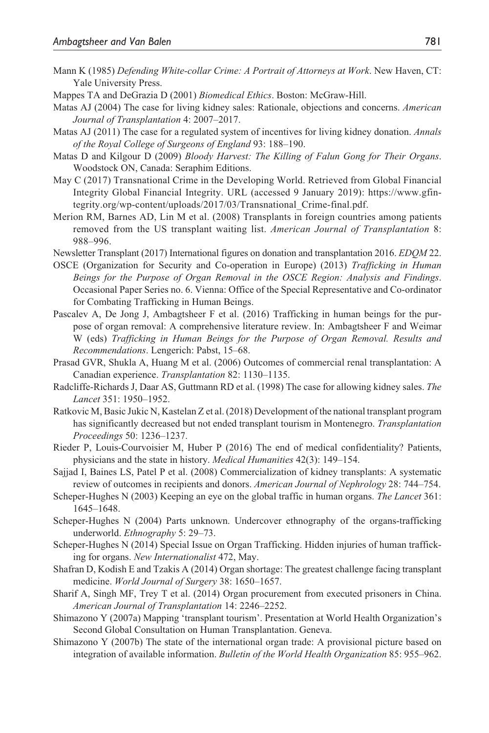Mann K (1985) *Defending White-collar Crime: A Portrait of Attorneys at Work*. New Haven, CT: Yale University Press.

Mappes TA and DeGrazia D (2001) *Biomedical Ethics*. Boston: McGraw-Hill.

Matas AJ (2004) The case for living kidney sales: Rationale, objections and concerns. *American Journal of Transplantation* 4: 2007–2017.

Matas AJ (2011) The case for a regulated system of incentives for living kidney donation. *Annals of the Royal College of Surgeons of England* 93: 188–190.

Matas D and Kilgour D (2009) *Bloody Harvest: The Killing of Falun Gong for Their Organs*. Woodstock ON, Canada: Seraphim Editions.

May C (2017) Transnational Crime in the Developing World. Retrieved from Global Financial Integrity Global Financial Integrity. URL (accessed 9 January 2019): https://www.gfintegrity.org/wp-content/uploads/2017/03/Transnational_Crime-final.pdf.

Merion RM, Barnes AD, Lin M et al. (2008) Transplants in foreign countries among patients removed from the US transplant waiting list. *American Journal of Transplantation* 8: 988–996.

Newsletter Transplant (2017) International figures on donation and transplantation 2016. *EDQM* 22.

OSCE (Organization for Security and Co-operation in Europe) (2013) *Trafficking in Human Beings for the Purpose of Organ Removal in the OSCE Region: Analysis and Findings*. Occasional Paper Series no. 6. Vienna: Office of the Special Representative and Co-ordinator for Combating Trafficking in Human Beings.

Pascalev A, De Jong J, Ambagtsheer F et al. (2016) Trafficking in human beings for the purpose of organ removal: A comprehensive literature review. In: Ambagtsheer F and Weimar W (eds) *Trafficking in Human Beings for the Purpose of Organ Removal. Results and Recommendations*. Lengerich: Pabst, 15–68.

Prasad GVR, Shukla A, Huang M et al. (2006) Outcomes of commercial renal transplantation: A Canadian experience. *Transplantation* 82: 1130–1135.

Radcliffe-Richards J, Daar AS, Guttmann RD et al. (1998) The case for allowing kidney sales. *The Lancet* 351: 1950–1952.

Ratkovic M, Basic Jukic N, Kastelan Z et al. (2018) Development of the national transplant program has significantly decreased but not ended transplant tourism in Montenegro. *Transplantation Proceedings* 50: 1236–1237.

Rieder P, Louis-Courvoisier M, Huber P (2016) The end of medical confidentiality? Patients, physicians and the state in history. *Medical Humanities* 42(3): 149–154.

Sajjad I, Baines LS, Patel P et al. (2008) Commercialization of kidney transplants: A systematic review of outcomes in recipients and donors. *American Journal of Nephrology* 28: 744–754.

Scheper-Hughes N (2003) Keeping an eye on the global traffic in human organs. *The Lancet* 361: 1645–1648.

Scheper-Hughes N (2004) Parts unknown. Undercover ethnography of the organs-trafficking underworld. *Ethnography* 5: 29–73.

Scheper-Hughes N (2014) Special Issue on Organ Trafficking. Hidden injuries of human trafficking for organs. *New Internationalist* 472, May.

Shafran D, Kodish E and Tzakis A (2014) Organ shortage: The greatest challenge facing transplant medicine. *World Journal of Surgery* 38: 1650–1657.

Sharif A, Singh MF, Trey T et al. (2014) Organ procurement from executed prisoners in China. *American Journal of Transplantation* 14: 2246–2252.

Shimazono Y (2007a) Mapping 'transplant tourism'. Presentation at World Health Organization's Second Global Consultation on Human Transplantation. Geneva.

Shimazono Y (2007b) The state of the international organ trade: A provisional picture based on integration of available information. *Bulletin of the World Health Organization* 85: 955–962.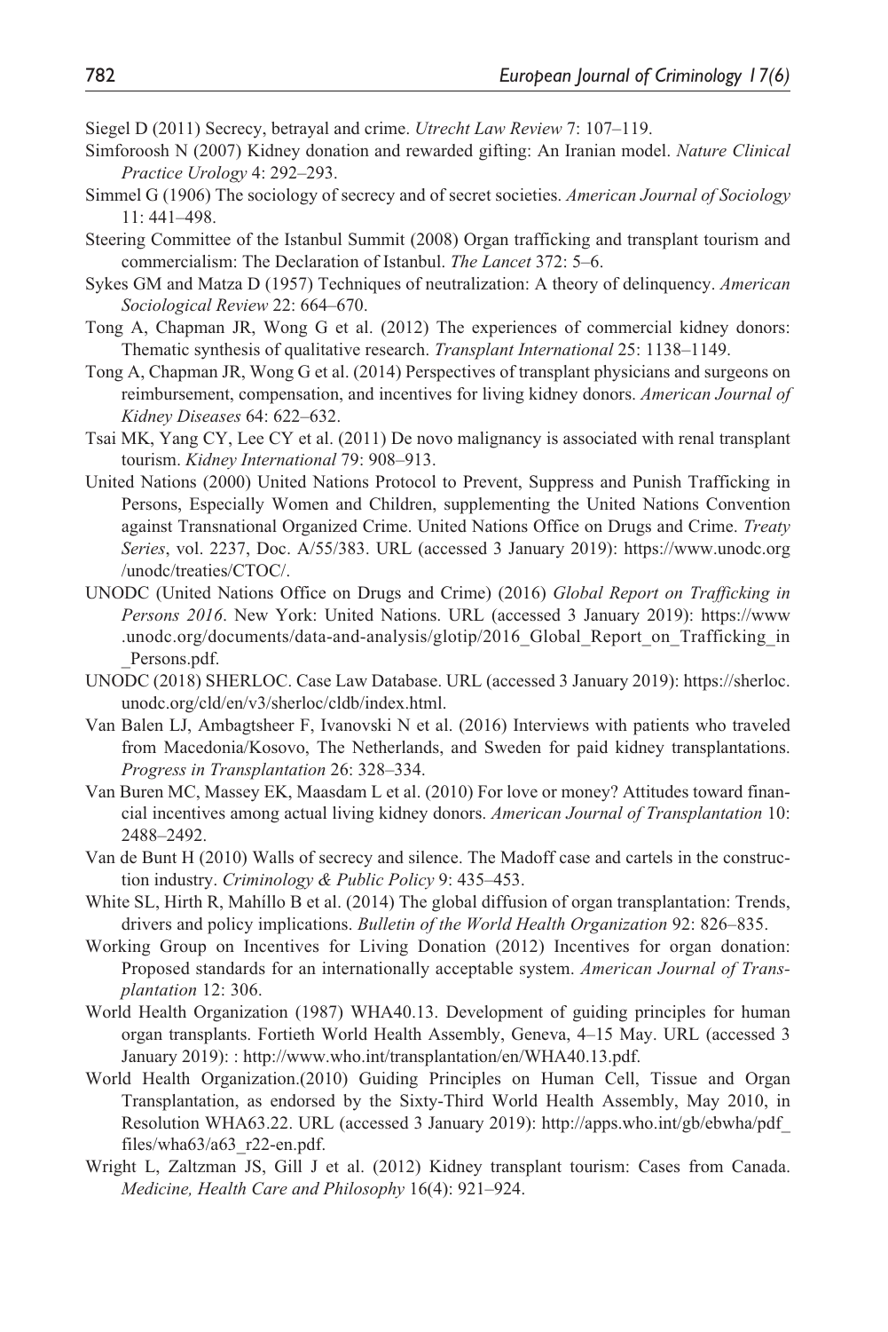Siegel D (2011) Secrecy, betrayal and crime. *Utrecht Law Review* 7: 107–119.

Simforoosh N (2007) Kidney donation and rewarded gifting: An Iranian model. *Nature Clinical Practice Urology* 4: 292–293.

Simmel G (1906) The sociology of secrecy and of secret societies. *American Journal of Sociology* 11: 441–498.

Steering Committee of the Istanbul Summit (2008) Organ trafficking and transplant tourism and commercialism: The Declaration of Istanbul. *The Lancet* 372: 5–6.

Sykes GM and Matza D (1957) Techniques of neutralization: A theory of delinquency. *American Sociological Review* 22: 664–670.

Tong A, Chapman JR, Wong G et al. (2012) The experiences of commercial kidney donors: Thematic synthesis of qualitative research. *Transplant International* 25: 1138–1149.

Tong A, Chapman JR, Wong G et al. (2014) Perspectives of transplant physicians and surgeons on reimbursement, compensation, and incentives for living kidney donors. *American Journal of Kidney Diseases* 64: 622–632.

Tsai MK, Yang CY, Lee CY et al. (2011) De novo malignancy is associated with renal transplant tourism. *Kidney International* 79: 908–913.

United Nations (2000) United Nations Protocol to Prevent, Suppress and Punish Trafficking in Persons, Especially Women and Children, supplementing the United Nations Convention against Transnational Organized Crime. United Nations Office on Drugs and Crime. *Treaty Series*, vol. 2237, Doc. A/55/383. URL (accessed 3 January 2019): https://www.unodc.org/unodc/treaties/CTOC/.

UNODC (United Nations Office on Drugs and Crime) (2016) *Global Report on Trafficking in Persons 2016*. New York: United Nations. URL (accessed 3 January 2019): https://www.unodc.org/documents/data-and-analysis/glotip/2016_Global_Report_on_Trafficking_in_Persons.pdf.

UNODC (2018) SHERLOC. Case Law Database. URL (accessed 3 January 2019): https://sherloc.unodc.org/cld/en/v3/sherloc/cldb/index.html.

Van Balen LJ, Ambagtsheer F, Ivanovski N et al. (2016) Interviews with patients who traveled from Macedonia/Kosovo, The Netherlands, and Sweden for paid kidney transplantations. *Progress in Transplantation* 26: 328–334.

Van Buren MC, Massey EK, Maasdam L et al. (2010) For love or money? Attitudes toward financial incentives among actual living kidney donors. *American Journal of Transplantation* 10: 2488–2492.

Van de Bunt H (2010) Walls of secrecy and silence. The Madoff case and cartels in the construction industry. *Criminology & Public Policy* 9: 435–453.

White SL, Hirth R, Mahíllo B et al. (2014) The global diffusion of organ transplantation: Trends, drivers and policy implications. *Bulletin of the World Health Organization* 92: 826–835.

Working Group on Incentives for Living Donation (2012) Incentives for organ donation: Proposed standards for an internationally acceptable system. *American Journal of Transplantation* 12: 306.

World Health Organization (1987) WHA40.13. Development of guiding principles for human organ transplants. Fortieth World Health Assembly, Geneva, 4–15 May. URL (accessed 3 January 2019): : http://www.who.int/transplantation/en/WHA40.13.pdf.

World Health Organization.(2010) Guiding Principles on Human Cell, Tissue and Organ Transplantation, as endorsed by the Sixty-Third World Health Assembly, May 2010, in Resolution WHA63.22. URL (accessed 3 January 2019): http://apps.who.int/gb/ebwha/pdf_files/wha63/a63_r22-en.pdf.

Wright L, Zaltzman JS, Gill J et al. (2012) Kidney transplant tourism: Cases from Canada. *Medicine, Health Care and Philosophy* 16(4): 921–924.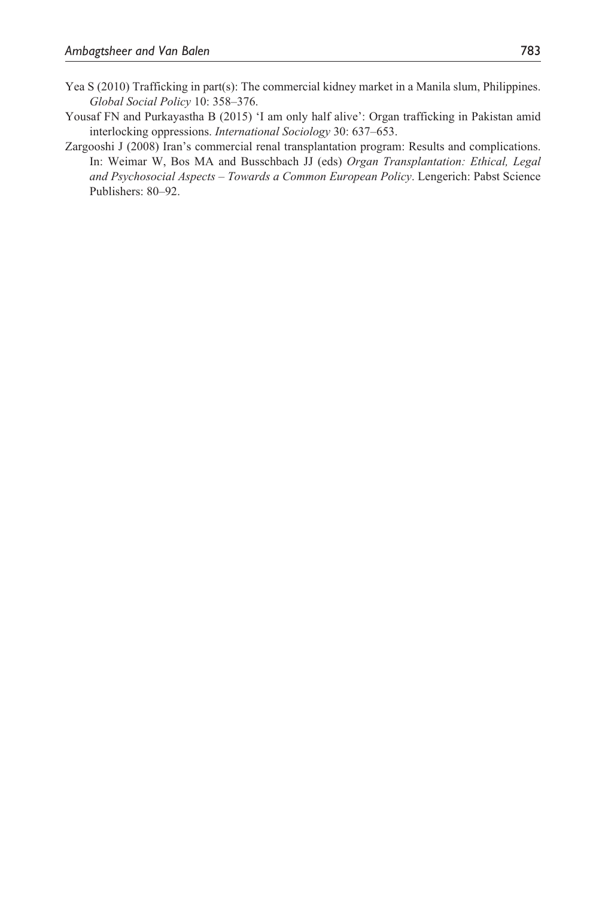Yea S (2010) Trafficking in part(s): The commercial kidney market in a Manila slum, Philippines. *Global Social Policy* 10: 358–376.

Yousaf FN and Purkayastha B (2015) 'I am only half alive': Organ trafficking in Pakistan amid interlocking oppressions. *International Sociology* 30: 637–653.

Zargooshi J (2008) Iran's commercial renal transplantation program: Results and complications. In: Weimar W, Bos MA and Busschbach JJ (eds) *Organ Transplantation: Ethical, Legal and Psychosocial Aspects – Towards a Common European Policy*. Lengerich: Pabst Science Publishers: 80–92.